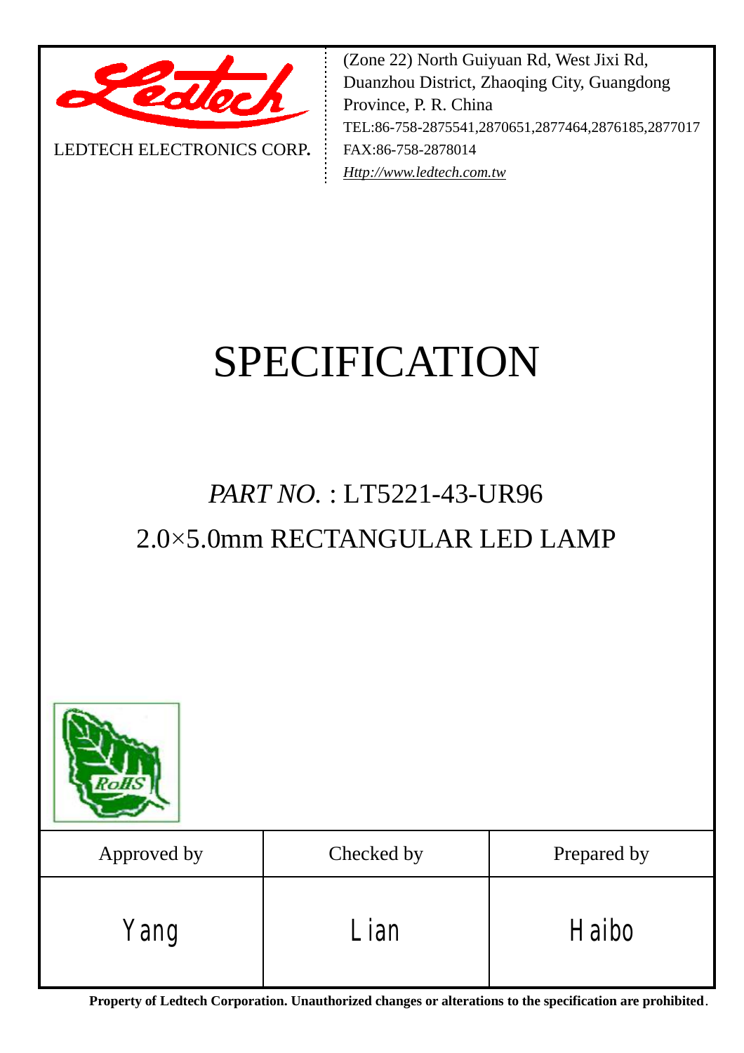LEDTECH ELECTRONICS CORP.

(Zone 22) North Guiyuan Rd, West Jixi Rd, Duanzhou District, Zhaoqing City, Guangdong Province, P. R. China
TEL:86-758-2875541,2870651,2877464,2876185,2877017
FAX:86-758-2878014
*Http://www.ledtech.com.tw*

# SPECIFICATION

## *PART NO.* : LT5221-43-UR96

## 2.0×5.0mm RECTANGULAR LED LAMP

RoHS

| Approved by | Checked by | Prepared by |
|---|---|---|
| Yang | Lian | Haibo |

**Property of Ledtech Corporation. Unauthorized changes or alterations to the specification are prohibited**.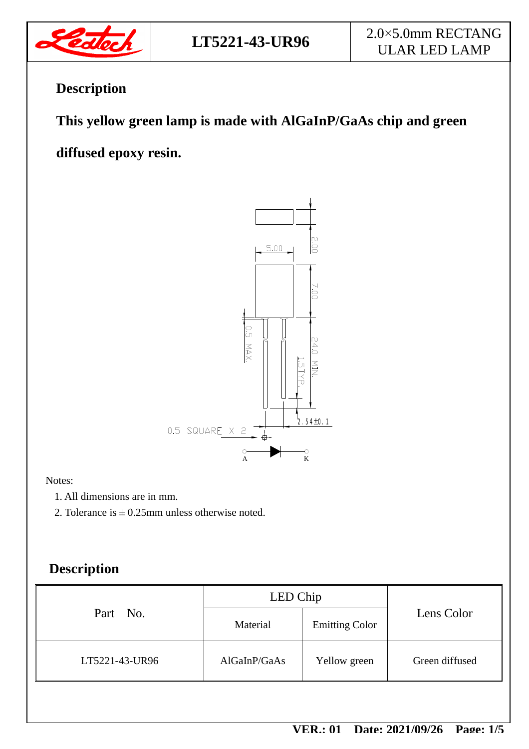| | LT5221-43-UR96 | 2.0×5.0mm RECTANGULAR LED LAMP |
|---|---|---|

## Description

**This yellow green lamp is made with AlGaInP/GaAs chip and green diffused epoxy resin.**

Notes:

1. All dimensions are in mm.
2. Tolerance is ± 0.25mm unless otherwise noted.

## Description

| Part No. | LED Chip | | Lens Color |
|---|---|---|---|
| | Material | Emitting Color | |
| LT5221-43-UR96 | AlGaInP/GaAs | Yellow green | Green diffused |

VER.: 01 Date: 2021/09/26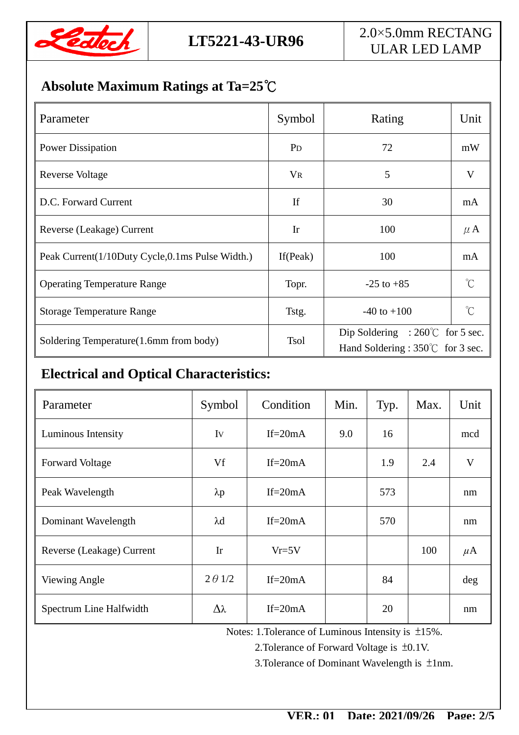| LT5221-43-UR96 | 2.0×5.0mm RECTANGULAR LED LAMP |
|---|---|

## Absolute Maximum Ratings at Ta=25℃

| Parameter | Symbol | Rating | Unit |
|---|---|---|---|
| Power Dissipation | $P_D$ | 72 | mW |
| Reverse Voltage | $V_R$ | 5 | V |
| D.C. Forward Current | If | 30 | mA |
| Reverse (Leakage) Current | Ir | 100 | μA |
| Peak Current(1/10Duty Cycle,0.1ms Pulse Width.) | If(Peak) | 100 | mA |
| Operating Temperature Range | Topr. | -25 to +85 | ℃ |
| Storage Temperature Range | Tstg. | -40 to +100 | ℃ |
| Soldering Temperature(1.6mm from body) | Tsol | Dip Soldering : 260℃ for 5 sec.<br>Hand Soldering : 350℃ for 3 sec. | |

## Electrical and Optical Characteristics:

| Parameter | Symbol | Condition | Min. | Typ. | Max. | Unit |
|---|---|---|---|---|---|---|
| Luminous Intensity | Iv | If=20mA | 9.0 | 16 | | mcd |
| Forward Voltage | Vf | If=20mA | | 1.9 | 2.4 | V |
| Peak Wavelength | λp | If=20mA | | 573 | | nm |
| Dominant Wavelength | λd | If=20mA | | 570 | | nm |
| Reverse (Leakage) Current | Ir | Vr=5V | | | 100 | μA |
| Viewing Angle | $2\theta 1/2$ | If=20mA | | 84 | | deg |
| Spectrum Line Halfwidth | Δλ | If=20mA | | 20 | | nm |

Notes: 1.Tolerance of Luminous Intensity is ±15%.
2.Tolerance of Forward Voltage is ±0.1V.
3.Tolerance of Dominant Wavelength is ±1nm.

VER.: 01 Date: 2021/09/26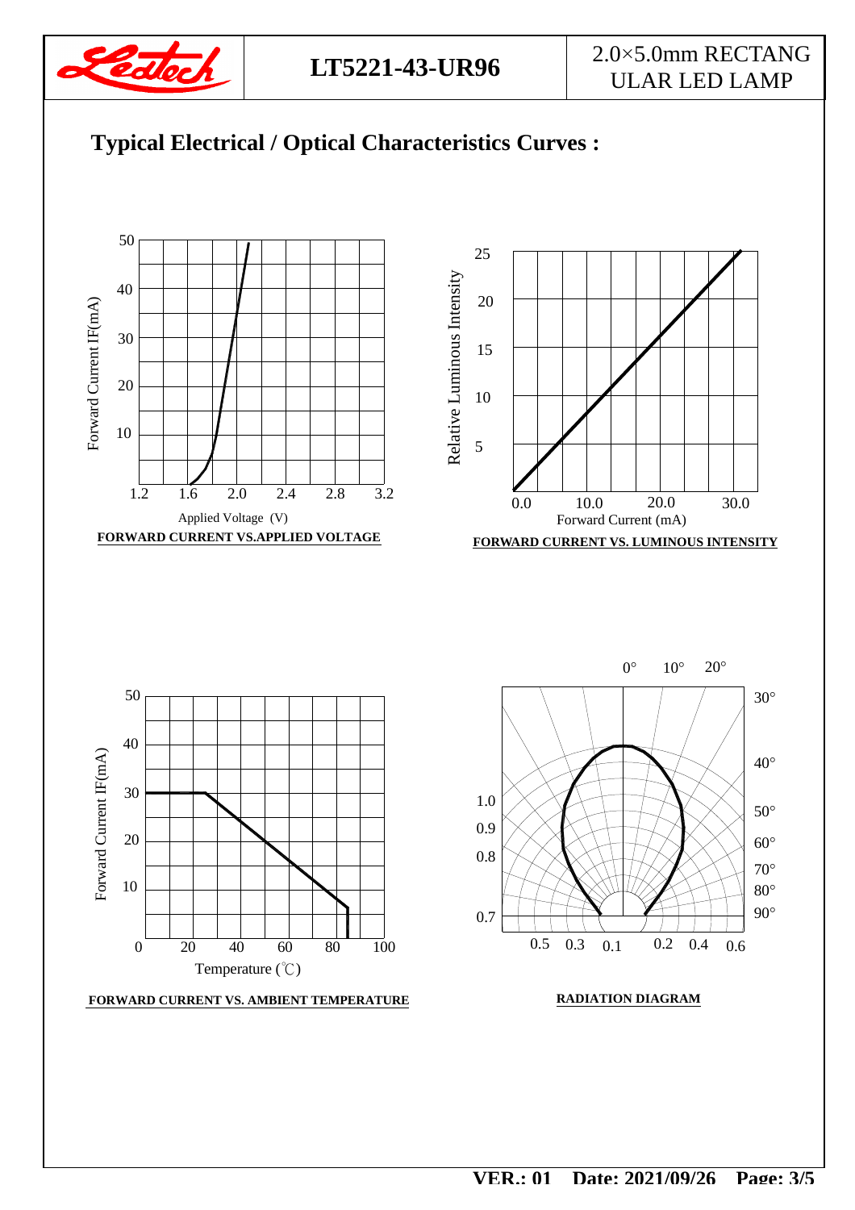## Typical Electrical / Optical Characteristics Curves :

FORWARD CURRENT VS.APPLIED VOLTAGE

FORWARD CURRENT VS. LUMINOUS INTENSITY

FORWARD CURRENT VS. AMBIENT TEMPERATURE

RADIATION DIAGRAM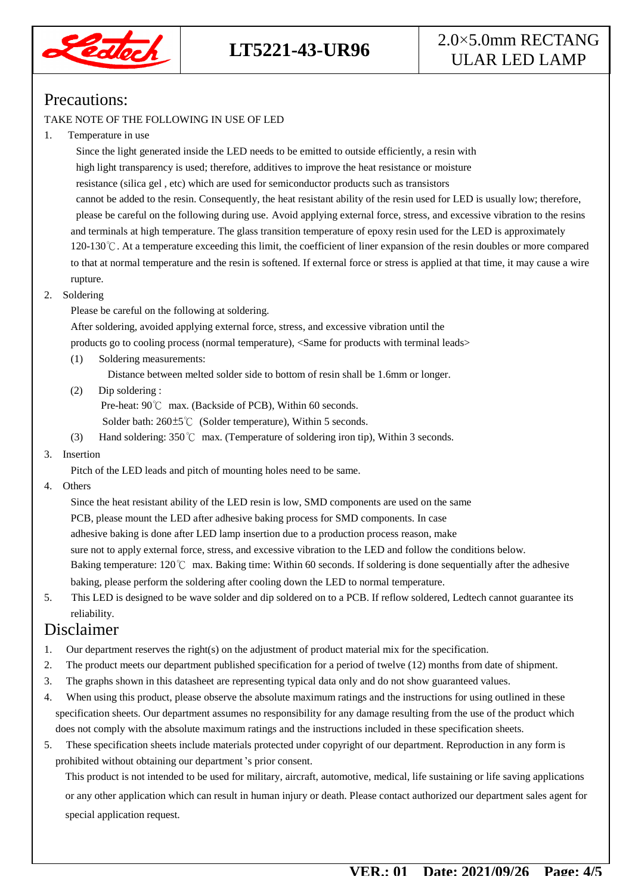## Precautions:

TAKE NOTE OF THE FOLLOWING IN USE OF LED

1. Temperature in use

   Since the light generated inside the LED needs to be emitted to outside efficiently, a resin with high light transparency is used; therefore, additives to improve the heat resistance or moisture resistance (silica gel , etc) which are used for semiconductor products such as transistors cannot be added to the resin. Consequently, the heat resistant ability of the resin used for LED is usually low; therefore, please be careful on the following during use. Avoid applying external force, stress, and excessive vibration to the resins and terminals at high temperature. The glass transition temperature of epoxy resin used for the LED is approximately 120-130℃. At a temperature exceeding this limit, the coefficient of liner expansion of the resin doubles or more compared to that at normal temperature and the resin is softened. If external force or stress is applied at that time, it may cause a wire rupture.

2. Soldering

   Please be careful on the following at soldering.

   After soldering, avoided applying external force, stress, and excessive vibration until the products go to cooling process (normal temperature), <Same for products with terminal leads>

   (1) Soldering measurements:

   Distance between melted solder side to bottom of resin shall be 1.6mm or longer.

   (2) Dip soldering :

   Pre-heat: 90℃ max. (Backside of PCB), Within 60 seconds.

   Solder bath: 260±5℃ (Solder temperature), Within 5 seconds.

   (3) Hand soldering: 350℃ max. (Temperature of soldering iron tip), Within 3 seconds.

3. Insertion

   Pitch of the LED leads and pitch of mounting holes need to be same.

4. Others

   Since the heat resistant ability of the LED resin is low, SMD components are used on the same PCB, please mount the LED after adhesive baking process for SMD components. In case adhesive baking is done after LED lamp insertion due to a production process reason, make sure not to apply external force, stress, and excessive vibration to the LED and follow the conditions below.

   Baking temperature: 120℃ max. Baking time: Within 60 seconds. If soldering is done sequentially after the adhesive baking, please perform the soldering after cooling down the LED to normal temperature.

5. This LED is designed to be wave solder and dip soldered on to a PCB. If reflow soldered, Ledtech cannot guarantee its reliability.

## Disclaimer

1. Our department reserves the right(s) on the adjustment of product material mix for the specification.
2. The product meets our department published specification for a period of twelve (12) months from date of shipment.
3. The graphs shown in this datasheet are representing typical data only and do not show guaranteed values.
4. When using this product, please observe the absolute maximum ratings and the instructions for using outlined in these specification sheets. Our department assumes no responsibility for any damage resulting from the use of the product which does not comply with the absolute maximum ratings and the instructions included in these specification sheets.
5. These specification sheets include materials protected under copyright of our department. Reproduction in any form is prohibited without obtaining our department's prior consent.

   This product is not intended to be used for military, aircraft, automotive, medical, life sustaining or life saving applications or any other application which can result in human injury or death. Please contact authorized our department sales agent for special application request.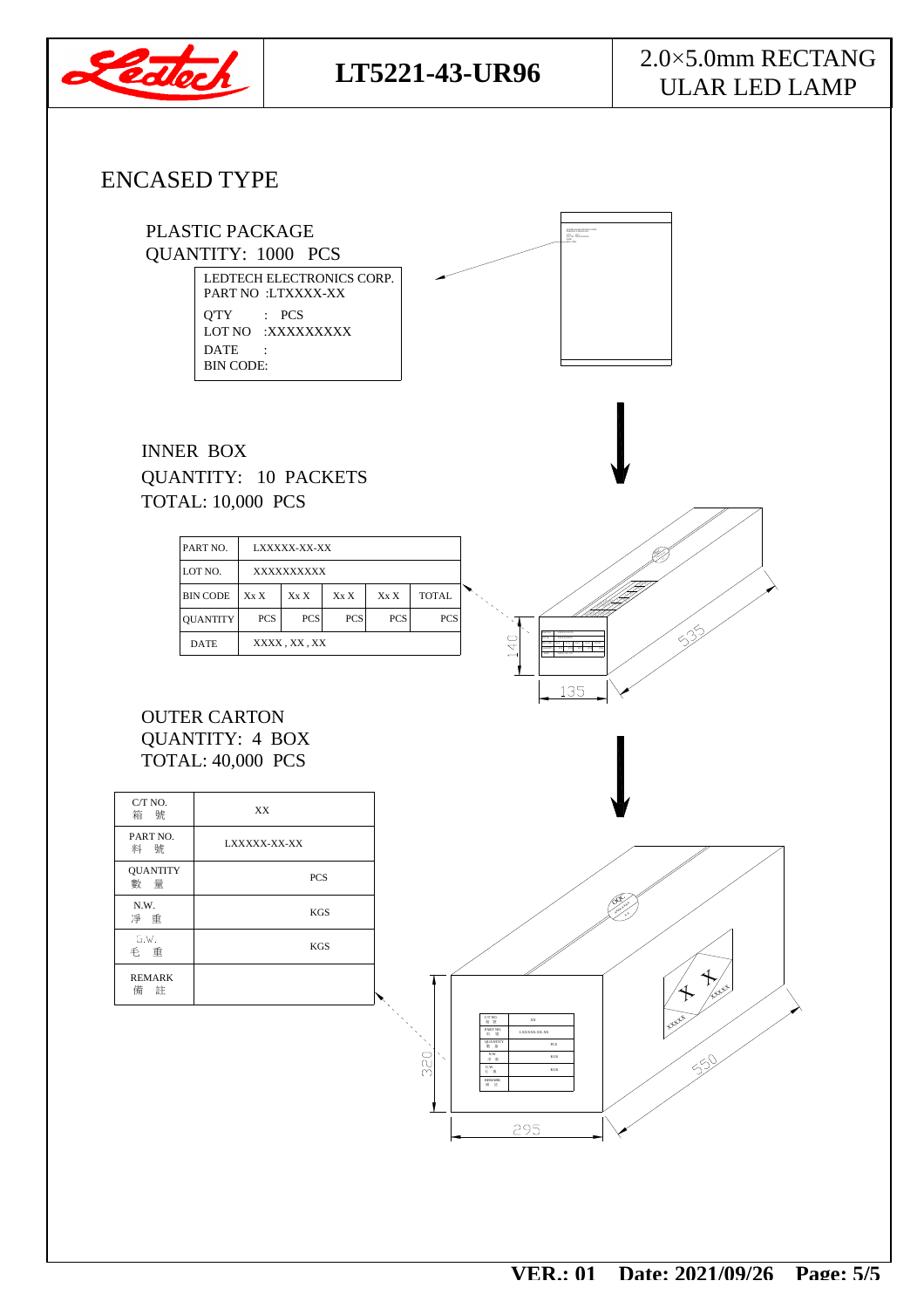**LT5221-43-UR96**

2.0×5.0mm RECTANGULAR LED LAMP

# ENCASED TYPE

## PLASTIC PACKAGE

QUANTITY: 1000 PCS

LEDTECH ELECTRONICS CORP.
PART NO :LTXXXX-XX
Q'TY : PCS
LOT NO :XXXXXXXXX
DATE :
BIN CODE:

## INNER BOX

QUANTITY: 10 PACKETS
TOTAL: 10,000 PCS

| PART NO. | LXXXXX-XX-XX | | | | |
|---|---|---|---|---|---|
| LOT NO. | XXXXXXXXXX | | | | |
| BIN CODE | Xx X | Xx X | Xx X | Xx X | TOTAL |
| QUANTITY | PCS | PCS | PCS | PCS | PCS |
| DATE | XXXX , XX , XX | | | | |

140
135
535

## OUTER CARTON

QUANTITY: 4 BOX
TOTAL: 40,000 PCS

| | |
|---|---|
| C/T NO. 箱 號 | XX |
| PART NO. 料 號 | LXXXXX-XX-XX |
| QUANTITY 數 量 | PCS |
| N.W. 淨 重 | KGS |
| G.W. 毛 重 | KGS |
| REMARK 備 註 | |

320
295
550